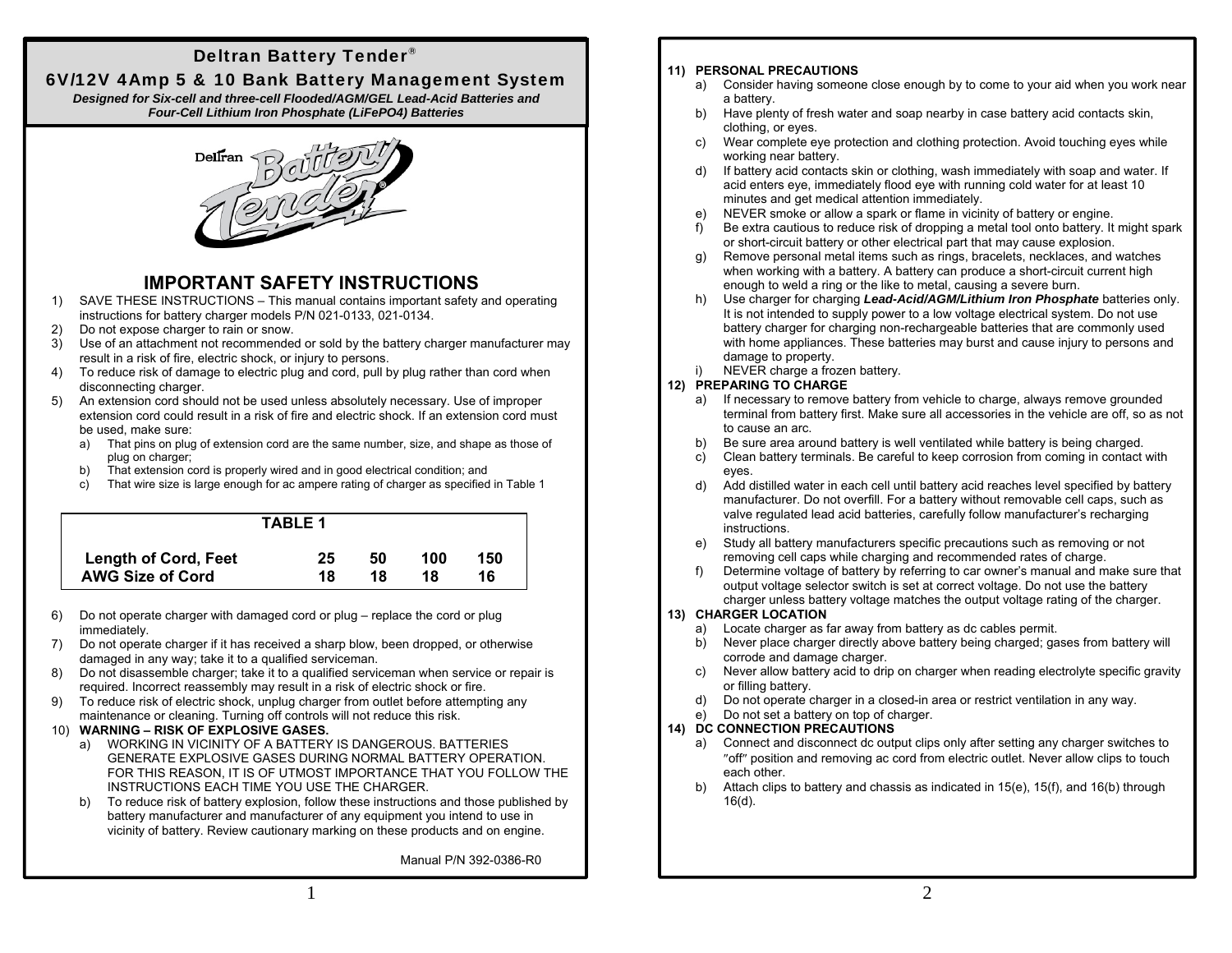# Deltran Battery Tender®

## 6V/12V 4Amp 5 & 10 Bank Battery Management System

***Designed for Six-cell and three-cell Flooded/AGM/GEL Lead-Acid Batteries and Four-Cell Lithium Iron Phosphate (LiFePO4) Batteries***

## IMPORTANT SAFETY INSTRUCTIONS

1) SAVE THESE INSTRUCTIONS – This manual contains important safety and operating instructions for battery charger models P/N 021-0133, 021-0134.
2) Do not expose charger to rain or snow.
3) Use of an attachment not recommended or sold by the battery charger manufacturer may result in a risk of fire, electric shock, or injury to persons.
4) To reduce risk of damage to electric plug and cord, pull by plug rather than cord when disconnecting charger.
5) An extension cord should not be used unless absolutely necessary. Use of improper extension cord could result in a risk of fire and electric shock. If an extension cord must be used, make sure:
   a) That pins on plug of extension cord are the same number, size, and shape as those of plug on charger;
   b) That extension cord is properly wired and in good electrical condition; and
   c) That wire size is large enough for ac ampere rating of charger as specified in Table 1

**TABLE 1**

| Length of Cord, Feet | 25 | 50 | 100 | 150 |
|---|---|---|---|---|
| AWG Size of Cord | 18 | 18 | 18 | 16 |

6) Do not operate charger with damaged cord or plug – replace the cord or plug immediately.
7) Do not operate charger if it has received a sharp blow, been dropped, or otherwise damaged in any way; take it to a qualified serviceman.
8) Do not disassemble charger; take it to a qualified serviceman when service or repair is required. Incorrect reassembly may result in a risk of electric shock or fire.
9) To reduce risk of electric shock, unplug charger from outlet before attempting any maintenance or cleaning. Turning off controls will not reduce this risk.
10) **WARNING – RISK OF EXPLOSIVE GASES.**
    a) WORKING IN VICINITY OF A BATTERY IS DANGEROUS. BATTERIES GENERATE EXPLOSIVE GASES DURING NORMAL BATTERY OPERATION. FOR THIS REASON, IT IS OF UTMOST IMPORTANCE THAT YOU FOLLOW THE INSTRUCTIONS EACH TIME YOU USE THE CHARGER.
    b) To reduce risk of battery explosion, follow these instructions and those published by battery manufacturer and manufacturer of any equipment you intend to use in vicinity of battery. Review cautionary marking on these products and on engine.

Manual P/N 392-0386-R0

11) **PERSONAL PRECAUTIONS**
    a) Consider having someone close enough by to come to your aid when you work near a battery.
    b) Have plenty of fresh water and soap nearby in case battery acid contacts skin, clothing, or eyes.
    c) Wear complete eye protection and clothing protection. Avoid touching eyes while working near battery.
    d) If battery acid contacts skin or clothing, wash immediately with soap and water. If acid enters eye, immediately flood eye with running cold water for at least 10 minutes and get medical attention immediately.
    e) NEVER smoke or allow a spark or flame in vicinity of battery or engine.
    f) Be extra cautious to reduce risk of dropping a metal tool onto battery. It might spark or short-circuit battery or other electrical part that may cause explosion.
    g) Remove personal metal items such as rings, bracelets, necklaces, and watches when working with a battery. A battery can produce a short-circuit current high enough to weld a ring or the like to metal, causing a severe burn.
    h) Use charger for charging ***Lead-Acid/AGM/Lithium Iron Phosphate*** batteries only. It is not intended to supply power to a low voltage electrical system. Do not use battery charger for charging non-rechargeable batteries that are commonly used with home appliances. These batteries may burst and cause injury to persons and damage to property.
    i) NEVER charge a frozen battery.
12) **PREPARING TO CHARGE**
    a) If necessary to remove battery from vehicle to charge, always remove grounded terminal from battery first. Make sure all accessories in the vehicle are off, so as not to cause an arc.
    b) Be sure area around battery is well ventilated while battery is being charged.
    c) Clean battery terminals. Be careful to keep corrosion from coming in contact with eyes.
    d) Add distilled water in each cell until battery acid reaches level specified by battery manufacturer. Do not overfill. For a battery without removable cell caps, such as valve regulated lead acid batteries, carefully follow manufacturer's recharging instructions.
    e) Study all battery manufacturers specific precautions such as removing or not removing cell caps while charging and recommended rates of charge.
    f) Determine voltage of battery by referring to car owner's manual and make sure that output voltage selector switch is set at correct voltage. Do not use the battery charger unless battery voltage matches the output voltage rating of the charger.
13) **CHARGER LOCATION**
    a) Locate charger as far away from battery as dc cables permit.
    b) Never place charger directly above battery being charged; gases from battery will corrode and damage charger.
    c) Never allow battery acid to drip on charger when reading electrolyte specific gravity or filling battery.
    d) Do not operate charger in a closed-in area or restrict ventilation in any way.
    e) Do not set a battery on top of charger.
14) **DC CONNECTION PRECAUTIONS**
    a) Connect and disconnect dc output clips only after setting any charger switches to "off" position and removing ac cord from electric outlet. Never allow clips to touch each other.
    b) Attach clips to battery and chassis as indicated in 15(e), 15(f), and 16(b) through 16(d).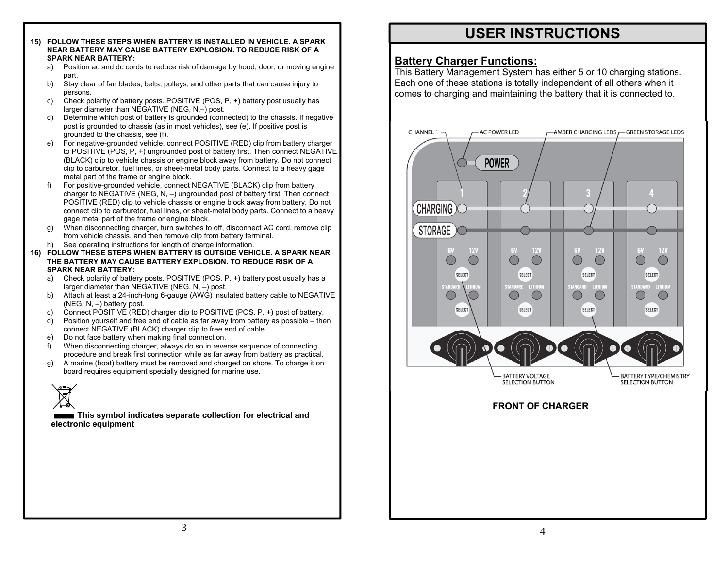15) **FOLLOW THESE STEPS WHEN BATTERY IS INSTALLED IN VEHICLE. A SPARK NEAR BATTERY MAY CAUSE BATTERY EXPLOSION. TO REDUCE RISK OF A SPARK NEAR BATTERY:**
   a) Position ac and dc cords to reduce risk of damage by hood, door, or moving engine part.
   b) Stay clear of fan blades, belts, pulleys, and other parts that can cause injury to persons.
   c) Check polarity of battery posts. POSITIVE (POS, P, +) battery post usually has larger diameter than NEGATIVE (NEG, N,–) post.
   d) Determine which post of battery is grounded (connected) to the chassis. If negative post is grounded to chassis (as in most vehicles), see (e). If positive post is grounded to the chassis, see (f).
   e) For negative-grounded vehicle, connect POSITIVE (RED) clip from battery charger to POSITIVE (POS, P, +) ungrounded post of battery first. Then connect NEGATIVE (BLACK) clip to vehicle chassis or engine block away from battery. Do not connect clip to carburetor, fuel lines, or sheet-metal body parts. Connect to a heavy gage metal part of the frame or engine block.
   f) For positive-grounded vehicle, connect NEGATIVE (BLACK) clip from battery charger to NEGATIVE (NEG, N, –) ungrounded post of battery first. Then connect POSITIVE (RED) clip to vehicle chassis or engine block away from battery. Do not connect clip to carburetor, fuel lines, or sheet-metal body parts. Connect to a heavy gage metal part of the frame or engine block.
   g) When disconnecting charger, turn switches to off, disconnect AC cord, remove clip from vehicle chassis, and then remove clip from battery terminal.
   h) See operating instructions for length of charge information.

16) **FOLLOW THESE STEPS WHEN BATTERY IS OUTSIDE VEHICLE. A SPARK NEAR THE BATTERY MAY CAUSE BATTERY EXPLOSION. TO REDUCE RISK OF A SPARK NEAR BATTERY:**
   a) Check polarity of battery posts. POSITIVE (POS, P, +) battery post usually has a larger diameter than NEGATIVE (NEG, N, –) post.
   b) Attach at least a 24-inch-long 6-gauge (AWG) insulated battery cable to NEGATIVE (NEG, N, –) battery post.
   c) Connect POSITIVE (RED) charger clip to POSITIVE (POS, P, +) post of battery.
   d) Position yourself and free end of cable as far away from battery as possible – then connect NEGATIVE (BLACK) charger clip to free end of cable.
   e) Do not face battery when making final connection.
   f) When disconnecting charger, always do so in reverse sequence of connecting procedure and break first connection while as far away from battery as practical.
   g) A marine (boat) battery must be removed and charged on shore. To charge it on board requires equipment specially designed for marine use.

**This symbol indicates separate collection for electrical and electronic equipment**

# USER INSTRUCTIONS

## Battery Charger Functions:

This Battery Management System has either 5 or 10 charging stations. Each one of these stations is totally independent of all others when it comes to charging and maintaining the battery that it is connected to.

CHANNEL 1 — AC POWER LED — AMBER CHARGING LEDS — GREEN STORAGE LEDS

POWER

CHARGING

STORAGE

1 2 3 4

6V 12V SELECT STANDARD LITHIUM SELECT

BATTERY VOLTAGE SELECTION BUTTON — BATTERY TYPE/CHEMISTRY SELECTION BUTTON

**FRONT OF CHARGER**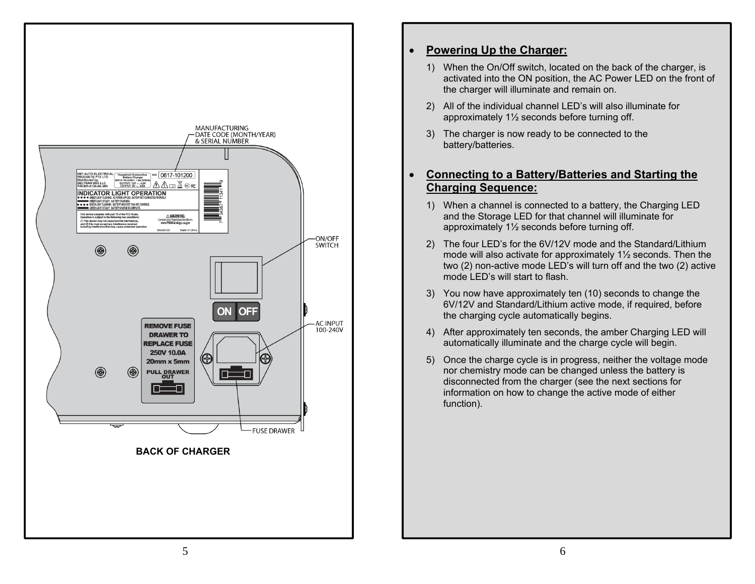MANUFACTURING DATE CODE (MONTH/YEAR) & SERIAL NUMBER

ON/OFF SWITCH

AC INPUT 100-240V

FUSE DRAWER

**BACK OF CHARGER**

- **Powering Up the Charger:**
  1) When the On/Off switch, located on the back of the charger, is activated into the ON position, the AC Power LED on the front of the charger will illuminate and remain on.
  2) All of the individual channel LED's will also illuminate for approximately 1½ seconds before turning off.
  3) The charger is now ready to be connected to the battery/batteries.

- **Connecting to a Battery/Batteries and Starting the Charging Sequence:**
  1) When a channel is connected to a battery, the Charging LED and the Storage LED for that channel will illuminate for approximately 1½ seconds before turning off.
  2) The four LED's for the 6V/12V mode and the Standard/Lithium mode will also activate for approximately 1½ seconds. Then the two (2) non-active mode LED's will turn off and the two (2) active mode LED's will start to flash.
  3) You now have approximately ten (10) seconds to change the 6V/12V and Standard/Lithium active mode, if required, before the charging cycle automatically begins.
  4) After approximately ten seconds, the amber Charging LED will automatically illuminate and the charge cycle will begin.
  5) Once the charge cycle is in progress, neither the voltage mode nor chemistry mode can be changed unless the battery is disconnected from the charger (see the next sections for information on how to change the active mode of either function).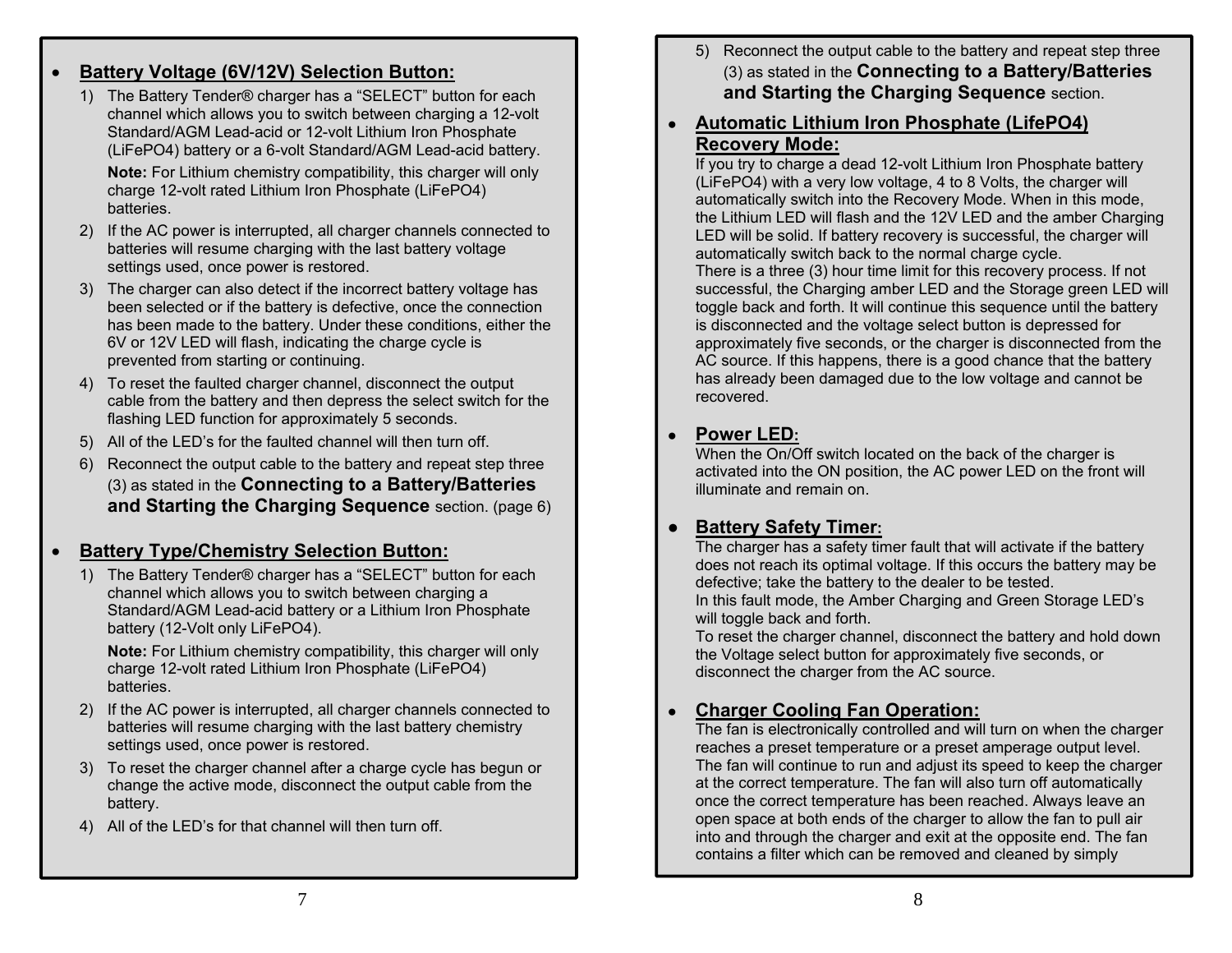- **Battery Voltage (6V/12V) Selection Button:**

1) The Battery Tender® charger has a "SELECT" button for each channel which allows you to switch between charging a 12-volt Standard/AGM Lead-acid or 12-volt Lithium Iron Phosphate (LiFePO4) battery or a 6-volt Standard/AGM Lead-acid battery.

   **Note:** For Lithium chemistry compatibility, this charger will only charge 12-volt rated Lithium Iron Phosphate (LiFePO4) batteries.

2) If the AC power is interrupted, all charger channels connected to batteries will resume charging with the last battery voltage settings used, once power is restored.
3) The charger can also detect if the incorrect battery voltage has been selected or if the battery is defective, once the connection has been made to the battery. Under these conditions, either the 6V or 12V LED will flash, indicating the charge cycle is prevented from starting or continuing.
4) To reset the faulted charger channel, disconnect the output cable from the battery and then depress the select switch for the flashing LED function for approximately 5 seconds.
5) All of the LED's for the faulted channel will then turn off.
6) Reconnect the output cable to the battery and repeat step three (3) as stated in the **Connecting to a Battery/Batteries and Starting the Charging Sequence** section. (page 6)

- **Battery Type/Chemistry Selection Button:**

1) The Battery Tender® charger has a "SELECT" button for each channel which allows you to switch between charging a Standard/AGM Lead-acid battery or a Lithium Iron Phosphate battery (12-Volt only LiFePO4).

   **Note:** For Lithium chemistry compatibility, this charger will only charge 12-volt rated Lithium Iron Phosphate (LiFePO4) batteries.

2) If the AC power is interrupted, all charger channels connected to batteries will resume charging with the last battery chemistry settings used, once power is restored.
3) To reset the charger channel after a charge cycle has begun or change the active mode, disconnect the output cable from the battery.
4) All of the LED's for that channel will then turn off.
5) Reconnect the output cable to the battery and repeat step three (3) as stated in the **Connecting to a Battery/Batteries and Starting the Charging Sequence** section.

- **Automatic Lithium Iron Phosphate (LifePO4) Recovery Mode:**

If you try to charge a dead 12-volt Lithium Iron Phosphate battery (LiFePO4) with a very low voltage, 4 to 8 Volts, the charger will automatically switch into the Recovery Mode. When in this mode, the Lithium LED will flash and the 12V LED and the amber Charging LED will be solid. If battery recovery is successful, the charger will automatically switch back to the normal charge cycle.
There is a three (3) hour time limit for this recovery process. If not successful, the Charging amber LED and the Storage green LED will toggle back and forth. It will continue this sequence until the battery is disconnected and the voltage select button is depressed for approximately five seconds, or the charger is disconnected from the AC source. If this happens, there is a good chance that the battery has already been damaged due to the low voltage and cannot be recovered.

- **Power LED:**

When the On/Off switch located on the back of the charger is activated into the ON position, the AC power LED on the front will illuminate and remain on.

- **Battery Safety Timer:**

The charger has a safety timer fault that will activate if the battery does not reach its optimal voltage. If this occurs the battery may be defective; take the battery to the dealer to be tested.
In this fault mode, the Amber Charging and Green Storage LED's will toggle back and forth.
To reset the charger channel, disconnect the battery and hold down the Voltage select button for approximately five seconds, or disconnect the charger from the AC source.

- **Charger Cooling Fan Operation:**

The fan is electronically controlled and will turn on when the charger reaches a preset temperature or a preset amperage output level. The fan will continue to run and adjust its speed to keep the charger at the correct temperature. The fan will also turn off automatically once the correct temperature has been reached. Always leave an open space at both ends of the charger to allow the fan to pull air into and through the charger and exit at the opposite end. The fan contains a filter which can be removed and cleaned by simply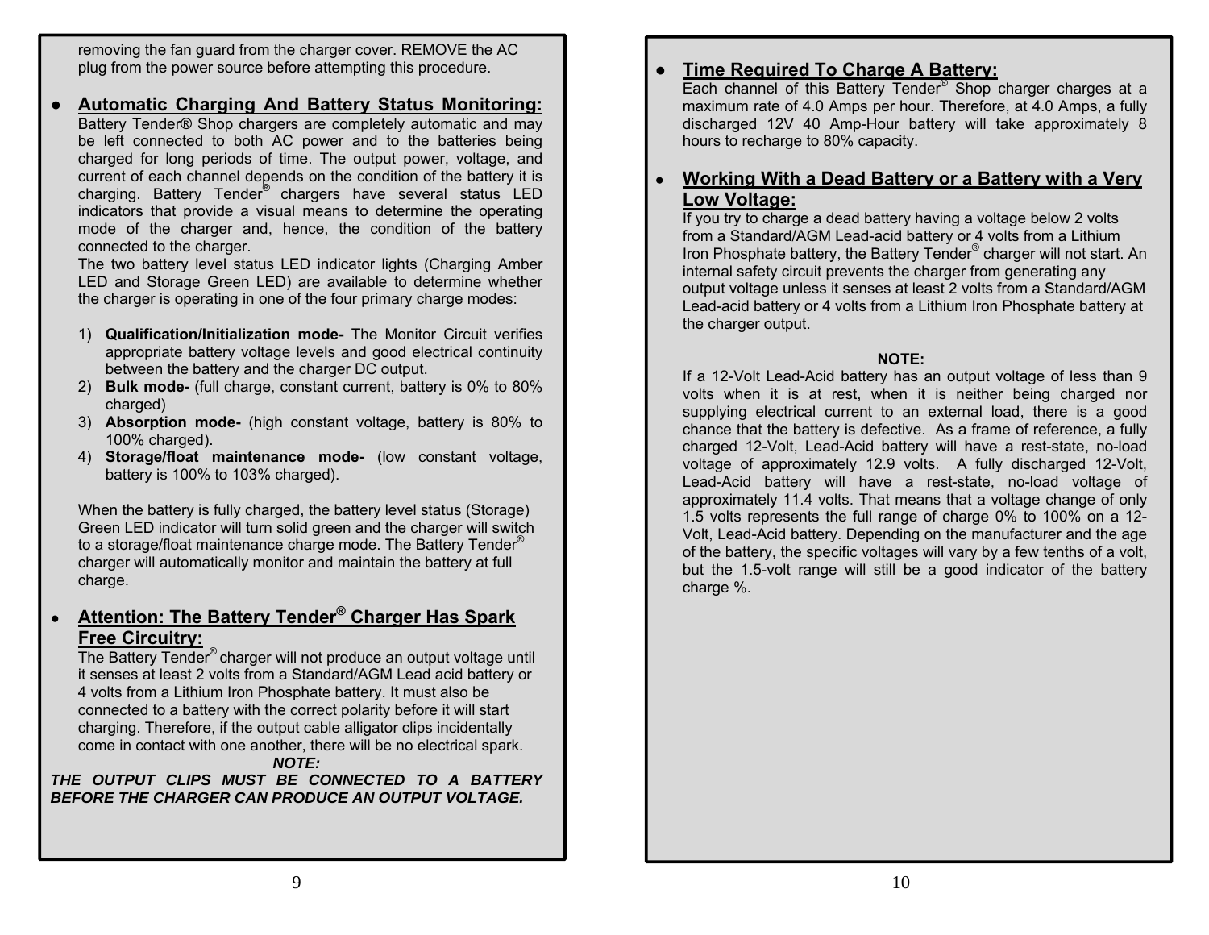removing the fan guard from the charger cover. REMOVE the AC plug from the power source before attempting this procedure.

- **Automatic Charging And Battery Status Monitoring:**
  Battery Tender® Shop chargers are completely automatic and may be left connected to both AC power and to the batteries being charged for long periods of time. The output power, voltage, and current of each channel depends on the condition of the battery it is charging. Battery Tender® chargers have several status LED indicators that provide a visual means to determine the operating mode of the charger and, hence, the condition of the battery connected to the charger.
  The two battery level status LED indicator lights (Charging Amber LED and Storage Green LED) are available to determine whether the charger is operating in one of the four primary charge modes:

  1) **Qualification/Initialization mode-** The Monitor Circuit verifies appropriate battery voltage levels and good electrical continuity between the battery and the charger DC output.
  2) **Bulk mode-** (full charge, constant current, battery is 0% to 80% charged)
  3) **Absorption mode-** (high constant voltage, battery is 80% to 100% charged).
  4) **Storage/float maintenance mode-** (low constant voltage, battery is 100% to 103% charged).

  When the battery is fully charged, the battery level status (Storage) Green LED indicator will turn solid green and the charger will switch to a storage/float maintenance charge mode. The Battery Tender® charger will automatically monitor and maintain the battery at full charge.

- **Attention: The Battery Tender® Charger Has Spark Free Circuitry:**
  The Battery Tender® charger will not produce an output voltage until it senses at least 2 volts from a Standard/AGM Lead acid battery or 4 volts from a Lithium Iron Phosphate battery. It must also be connected to a battery with the correct polarity before it will start charging. Therefore, if the output cable alligator clips incidentally come in contact with one another, there will be no electrical spark.

***NOTE:***

***THE OUTPUT CLIPS MUST BE CONNECTED TO A BATTERY BEFORE THE CHARGER CAN PRODUCE AN OUTPUT VOLTAGE.***

- **Time Required To Charge A Battery:**
  Each channel of this Battery Tender® Shop charger charges at a maximum rate of 4.0 Amps per hour. Therefore, at 4.0 Amps, a fully discharged 12V 40 Amp-Hour battery will take approximately 8 hours to recharge to 80% capacity.

- **Working With a Dead Battery or a Battery with a Very Low Voltage:**
  If you try to charge a dead battery having a voltage below 2 volts from a Standard/AGM Lead-acid battery or 4 volts from a Lithium Iron Phosphate battery, the Battery Tender® charger will not start. An internal safety circuit prevents the charger from generating any output voltage unless it senses at least 2 volts from a Standard/AGM Lead-acid battery or 4 volts from a Lithium Iron Phosphate battery at the charger output.

**NOTE:**

If a 12-Volt Lead-Acid battery has an output voltage of less than 9 volts when it is at rest, when it is neither being charged nor supplying electrical current to an external load, there is a good chance that the battery is defective. As a frame of reference, a fully charged 12-Volt, Lead-Acid battery will have a rest-state, no-load voltage of approximately 12.9 volts. A fully discharged 12-Volt, Lead-Acid battery will have a rest-state, no-load voltage of approximately 11.4 volts. That means that a voltage change of only 1.5 volts represents the full range of charge 0% to 100% on a 12-Volt, Lead-Acid battery. Depending on the manufacturer and the age of the battery, the specific voltages will vary by a few tenths of a volt, but the 1.5-volt range will still be a good indicator of the battery charge %.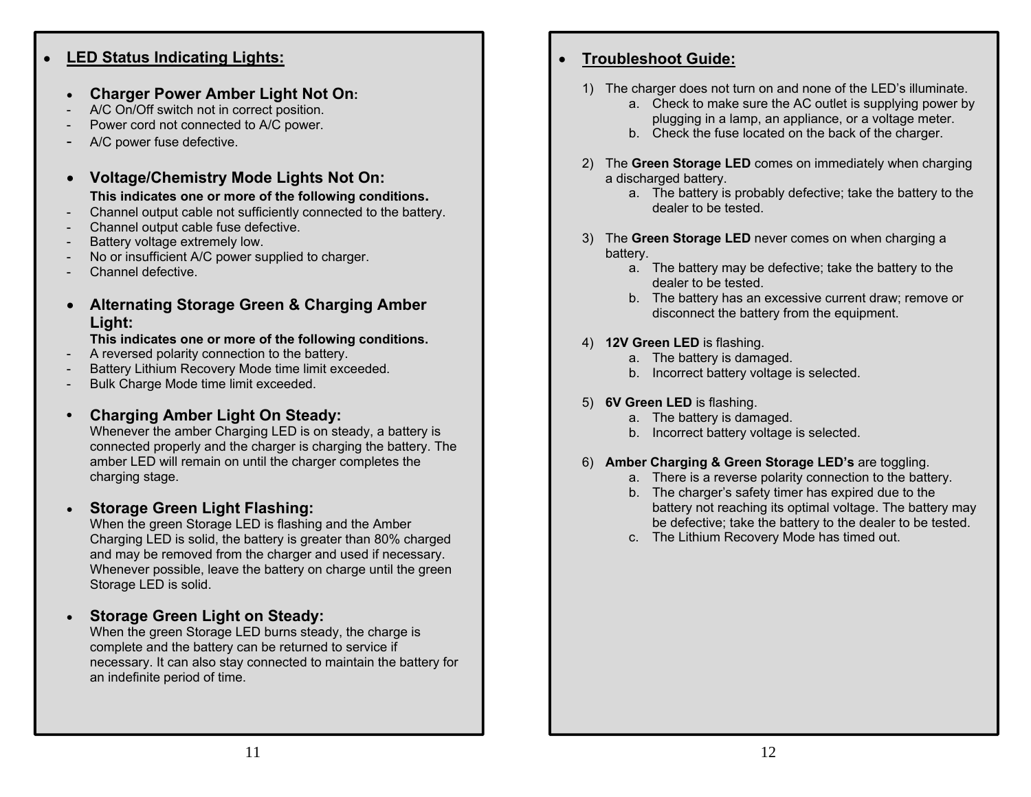## LED Status Indicating Lights:

### Charger Power Amber Light Not On:

- A/C On/Off switch not in correct position.
- Power cord not connected to A/C power.
- A/C power fuse defective.

### Voltage/Chemistry Mode Lights Not On:

**This indicates one or more of the following conditions.**

- Channel output cable not sufficiently connected to the battery.
- Channel output cable fuse defective.
- Battery voltage extremely low.
- No or insufficient A/C power supplied to charger.
- Channel defective.

### Alternating Storage Green & Charging Amber Light:

**This indicates one or more of the following conditions.**

- A reversed polarity connection to the battery.
- Battery Lithium Recovery Mode time limit exceeded.
- Bulk Charge Mode time limit exceeded.

### Charging Amber Light On Steady:

Whenever the amber Charging LED is on steady, a battery is connected properly and the charger is charging the battery. The amber LED will remain on until the charger completes the charging stage.

### Storage Green Light Flashing:

When the green Storage LED is flashing and the Amber Charging LED is solid, the battery is greater than 80% charged and may be removed from the charger and used if necessary. Whenever possible, leave the battery on charge until the green Storage LED is solid.

### Storage Green Light on Steady:

When the green Storage LED burns steady, the charge is complete and the battery can be returned to service if necessary. It can also stay connected to maintain the battery for an indefinite period of time.

## Troubleshoot Guide:

1) The charger does not turn on and none of the LED's illuminate.
   a. Check to make sure the AC outlet is supplying power by plugging in a lamp, an appliance, or a voltage meter.
   b. Check the fuse located on the back of the charger.

2) The **Green Storage LED** comes on immediately when charging a discharged battery.
   a. The battery is probably defective; take the battery to the dealer to be tested.

3) The **Green Storage LED** never comes on when charging a battery.
   a. The battery may be defective; take the battery to the dealer to be tested.
   b. The battery has an excessive current draw; remove or disconnect the battery from the equipment.

4) **12V Green LED** is flashing.
   a. The battery is damaged.
   b. Incorrect battery voltage is selected.

5) **6V Green LED** is flashing.
   a. The battery is damaged.
   b. Incorrect battery voltage is selected.

6) **Amber Charging & Green Storage LED's** are toggling.
   a. There is a reverse polarity connection to the battery.
   b. The charger's safety timer has expired due to the battery not reaching its optimal voltage. The battery may be defective; take the battery to the dealer to be tested.
   c. The Lithium Recovery Mode has timed out.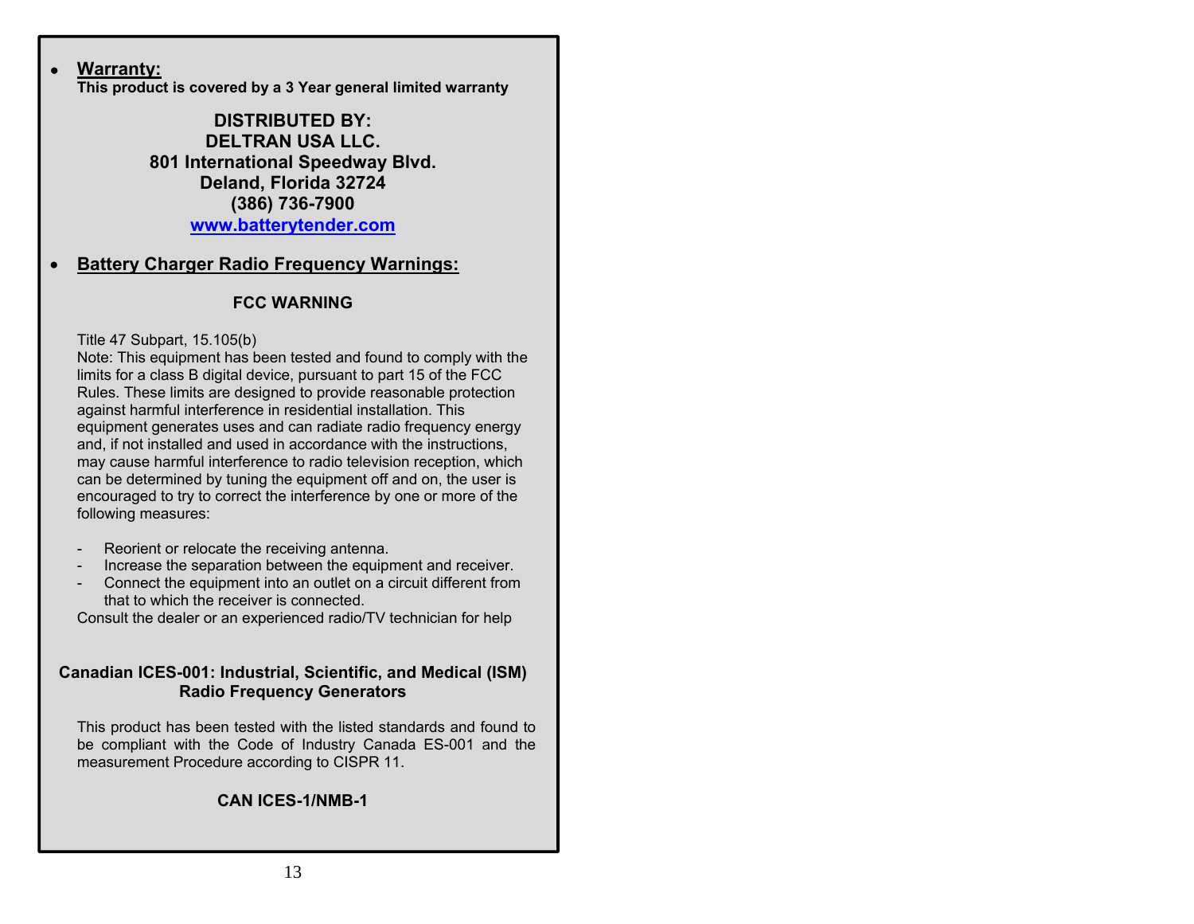- **Warranty:**
  **This product is covered by a 3 Year general limited warranty**

**DISTRIBUTED BY:**
**DELTRAN USA LLC.**
**801 International Speedway Blvd.**
**Deland, Florida 32724**
**(386) 736-7900**
**www.batterytender.com**

- **Battery Charger Radio Frequency Warnings:**

**FCC WARNING**

Title 47 Subpart, 15.105(b)
Note: This equipment has been tested and found to comply with the limits for a class B digital device, pursuant to part 15 of the FCC Rules. These limits are designed to provide reasonable protection against harmful interference in residential installation. This equipment generates uses and can radiate radio frequency energy and, if not installed and used in accordance with the instructions, may cause harmful interference to radio television reception, which can be determined by tuning the equipment off and on, the user is encouraged to try to correct the interference by one or more of the following measures:

- Reorient or relocate the receiving antenna.
- Increase the separation between the equipment and receiver.
- Connect the equipment into an outlet on a circuit different from that to which the receiver is connected.

Consult the dealer or an experienced radio/TV technician for help

**Canadian ICES-001: Industrial, Scientific, and Medical (ISM) Radio Frequency Generators**

This product has been tested with the listed standards and found to be compliant with the Code of Industry Canada ES-001 and the measurement Procedure according to CISPR 11.

**CAN ICES-1/NMB-1**